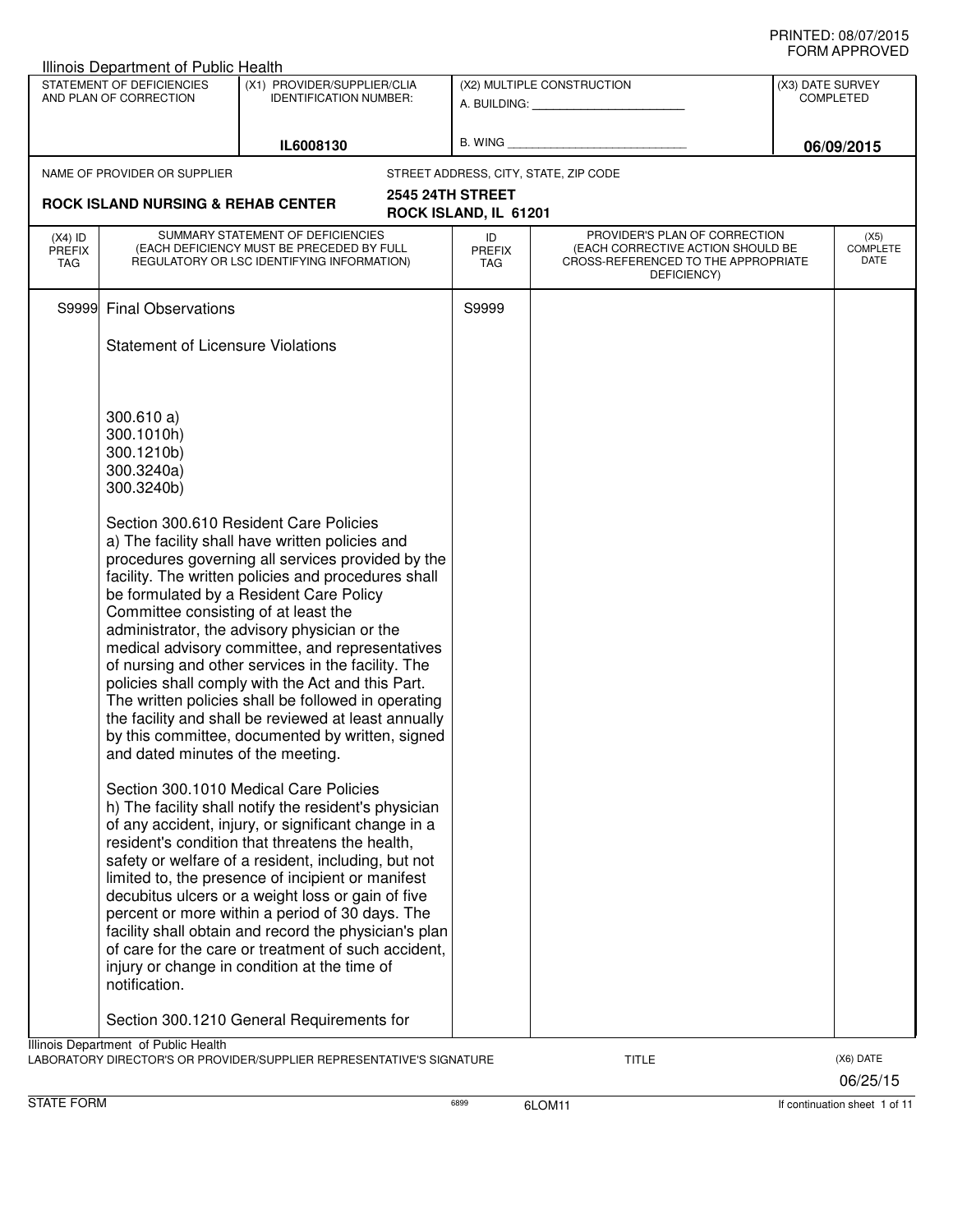PRINTED: 08/07/2015
FORM APPROVED

Illinois Department of Public Health

| STATEMENT OF DEFICIENCIES AND PLAN OF CORRECTION | (X1) PROVIDER/SUPPLIER/CLIA IDENTIFICATION NUMBER: | (X2) MULTIPLE CONSTRUCTION | (X3) DATE SURVEY COMPLETED |
|---|---|---|---|
| | IL6008130 | A. BUILDING: ______ B. WING ______ | 06/09/2015 |

NAME OF PROVIDER OR SUPPLIER: **ROCK ISLAND NURSING & REHAB CENTER**

STREET ADDRESS, CITY, STATE, ZIP CODE: **2545 24TH STREET, ROCK ISLAND, IL 61201**

| (X4) ID PREFIX TAG | SUMMARY STATEMENT OF DEFICIENCIES (EACH DEFICIENCY MUST BE PRECEDED BY FULL REGULATORY OR LSC IDENTIFYING INFORMATION) | ID PREFIX TAG | PROVIDER'S PLAN OF CORRECTION (EACH CORRECTIVE ACTION SHOULD BE CROSS-REFERENCED TO THE APPROPRIATE DEFICIENCY) | (X5) COMPLETE DATE |
|---|---|---|---|---|
| S9999 | Final Observations | S9999 | | |

Statement of Licensure Violations

300.610 a)
300.1010h)
300.1210b)
300.3240a)
300.3240b)

Section 300.610 Resident Care Policies
a) The facility shall have written policies and procedures governing all services provided by the facility. The written policies and procedures shall be formulated by a Resident Care Policy Committee consisting of at least the administrator, the advisory physician or the medical advisory committee, and representatives of nursing and other services in the facility. The policies shall comply with the Act and this Part. The written policies shall be followed in operating the facility and shall be reviewed at least annually by this committee, documented by written, signed and dated minutes of the meeting.

Section 300.1010 Medical Care Policies
h) The facility shall notify the resident's physician of any accident, injury, or significant change in a resident's condition that threatens the health, safety or welfare of a resident, including, but not limited to, the presence of incipient or manifest decubitus ulcers or a weight loss or gain of five percent or more within a period of 30 days. The facility shall obtain and record the physician's plan of care for the care or treatment of such accident, injury or change in condition at the time of notification.

Section 300.1210 General Requirements for

Illinois Department of Public Health
LABORATORY DIRECTOR'S OR PROVIDER/SUPPLIER REPRESENTATIVE'S SIGNATURE — TITLE — (X6) DATE 06/25/15

STATE FORM 6899 6LOM11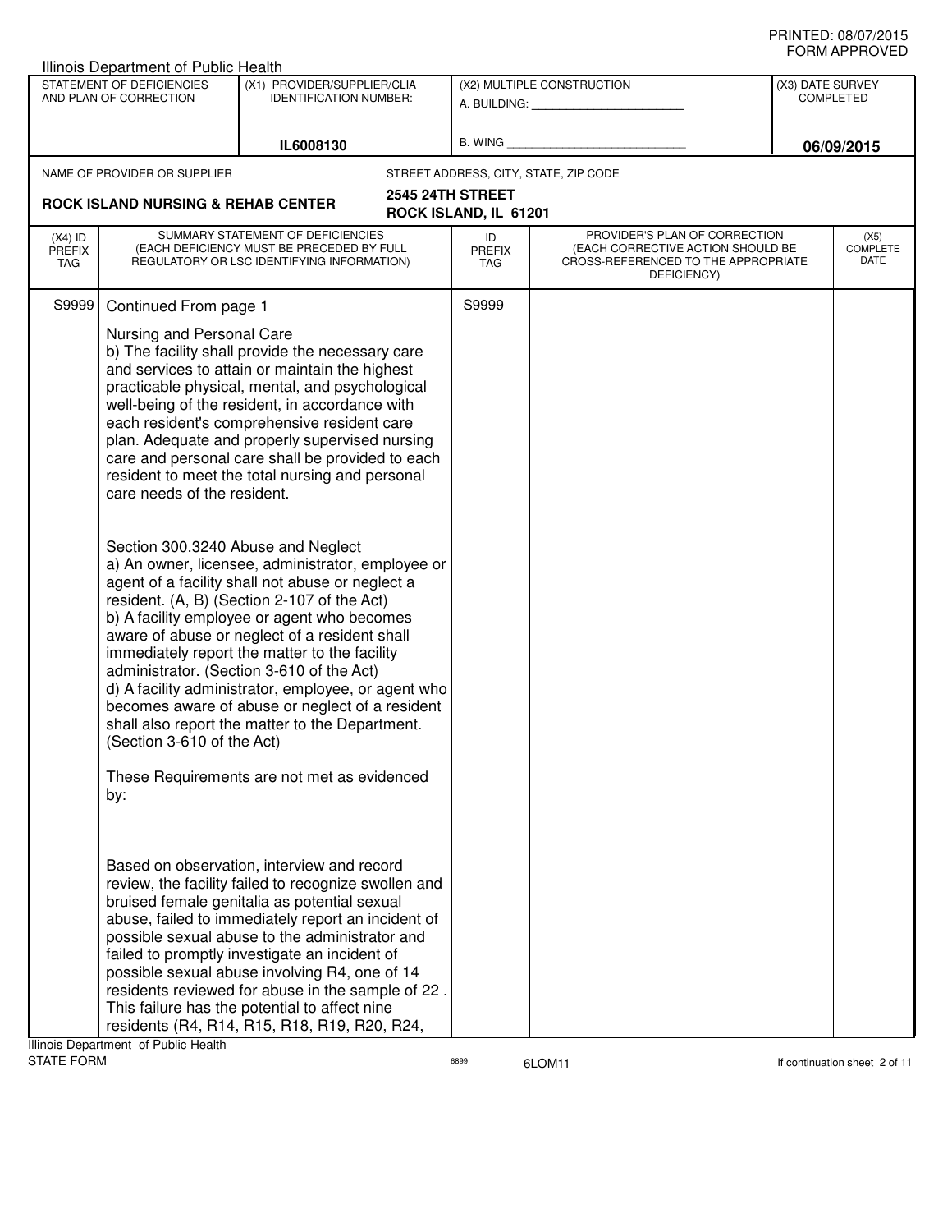PRINTED: 08/07/2015
FORM APPROVED

Illinois Department of Public Health

| STATEMENT OF DEFICIENCIES AND PLAN OF CORRECTION | (X1) PROVIDER/SUPPLIER/CLIA IDENTIFICATION NUMBER: | (X2) MULTIPLE CONSTRUCTION | (X3) DATE SURVEY COMPLETED |
|---|---|---|---|
| | IL6008130 | A. BUILDING: ______ B. WING ______ | 06/09/2015 |

NAME OF PROVIDER OR SUPPLIER: **ROCK ISLAND NURSING & REHAB CENTER**

STREET ADDRESS, CITY, STATE, ZIP CODE: **2545 24TH STREET, ROCK ISLAND, IL 61201**

| (X4) ID PREFIX TAG | SUMMARY STATEMENT OF DEFICIENCIES (EACH DEFICIENCY MUST BE PRECEDED BY FULL REGULATORY OR LSC IDENTIFYING INFORMATION) | ID PREFIX TAG | PROVIDER'S PLAN OF CORRECTION (EACH CORRECTIVE ACTION SHOULD BE CROSS-REFERENCED TO THE APPROPRIATE DEFICIENCY) | (X5) COMPLETE DATE |
|---|---|---|---|---|
| S9999 | Continued From page 1 | S9999 | | |

Nursing and Personal Care
b) The facility shall provide the necessary care and services to attain or maintain the highest practicable physical, mental, and psychological well-being of the resident, in accordance with each resident's comprehensive resident care plan. Adequate and properly supervised nursing care and personal care shall be provided to each resident to meet the total nursing and personal care needs of the resident.

Section 300.3240 Abuse and Neglect
a) An owner, licensee, administrator, employee or agent of a facility shall not abuse or neglect a resident. (A, B) (Section 2-107 of the Act)
b) A facility employee or agent who becomes aware of abuse or neglect of a resident shall immediately report the matter to the facility administrator. (Section 3-610 of the Act)
d) A facility administrator, employee, or agent who becomes aware of abuse or neglect of a resident shall also report the matter to the Department. (Section 3-610 of the Act)

These Requirements are not met as evidenced by:

Based on observation, interview and record review, the facility failed to recognize swollen and bruised female genitalia as potential sexual abuse, failed to immediately report an incident of possible sexual abuse to the administrator and failed to promptly investigate an incident of possible sexual abuse involving R4, one of 14 residents reviewed for abuse in the sample of 22 . This failure has the potential to affect nine residents (R4, R14, R15, R18, R19, R20, R24,

Illinois Department of Public Health
STATE FORM 6899 6LOM11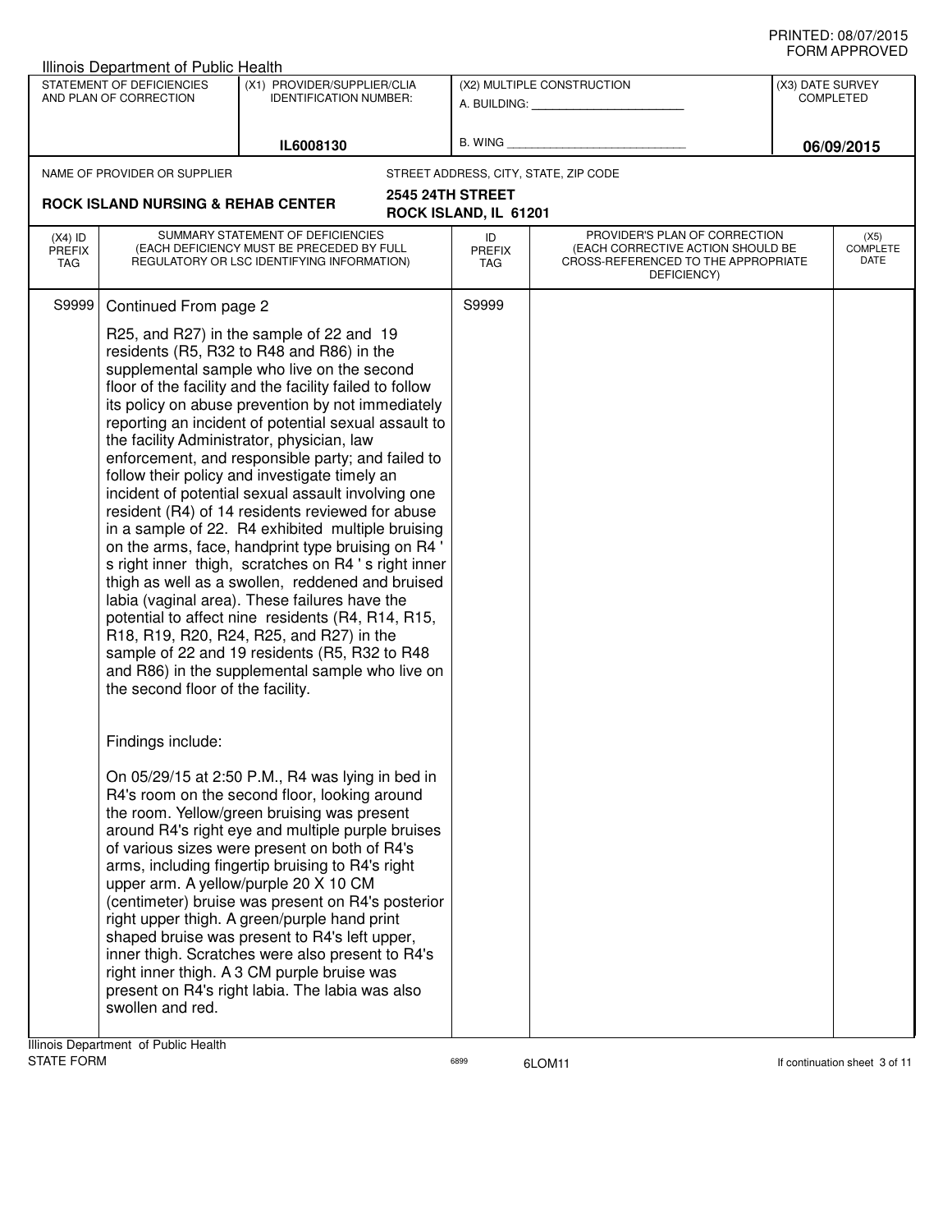PRINTED: 08/07/2015
FORM APPROVED

Illinois Department of Public Health

| STATEMENT OF DEFICIENCIES AND PLAN OF CORRECTION | (X1) PROVIDER/SUPPLIER/CLIA IDENTIFICATION NUMBER: | (X2) MULTIPLE CONSTRUCTION | (X3) DATE SURVEY COMPLETED |
|---|---|---|---|
| | IL6008130 | A. BUILDING: _______ B. WING _______ | 06/09/2015 |

NAME OF PROVIDER OR SUPPLIER: **ROCK ISLAND NURSING & REHAB CENTER**

STREET ADDRESS, CITY, STATE, ZIP CODE: **2545 24TH STREET, ROCK ISLAND, IL 61201**

| (X4) ID PREFIX TAG | SUMMARY STATEMENT OF DEFICIENCIES (EACH DEFICIENCY MUST BE PRECEDED BY FULL REGULATORY OR LSC IDENTIFYING INFORMATION) | ID PREFIX TAG | PROVIDER'S PLAN OF CORRECTION (EACH CORRECTIVE ACTION SHOULD BE CROSS-REFERENCED TO THE APPROPRIATE DEFICIENCY) | (X5) COMPLETE DATE |
|---|---|---|---|---|
| S9999 | Continued From page 2 | S9999 | | |

R25, and R27) in the sample of 22 and 19 residents (R5, R32 to R48 and R86) in the supplemental sample who live on the second floor of the facility and the facility failed to follow its policy on abuse prevention by not immediately reporting an incident of potential sexual assault to the facility Administrator, physician, law enforcement, and responsible party; and failed to follow their policy and investigate timely an incident of potential sexual assault involving one resident (R4) of 14 residents reviewed for abuse in a sample of 22. R4 exhibited multiple bruising on the arms, face, handprint type bruising on R4 ' s right inner thigh, scratches on R4 ' s right inner thigh as well as a swollen, reddened and bruised labia (vaginal area). These failures have the potential to affect nine residents (R4, R14, R15, R18, R19, R20, R24, R25, and R27) in the sample of 22 and 19 residents (R5, R32 to R48 and R86) in the supplemental sample who live on the second floor of the facility.

Findings include:

On 05/29/15 at 2:50 P.M., R4 was lying in bed in R4's room on the second floor, looking around the room. Yellow/green bruising was present around R4's right eye and multiple purple bruises of various sizes were present on both of R4's arms, including fingertip bruising to R4's right upper arm. A yellow/purple 20 X 10 CM (centimeter) bruise was present on R4's posterior right upper thigh. A green/purple hand print shaped bruise was present to R4's left upper, inner thigh. Scratches were also present to R4's right inner thigh. A 3 CM purple bruise was present on R4's right labia. The labia was also swollen and red.

Illinois Department of Public Health
STATE FORM 6899 6LOM11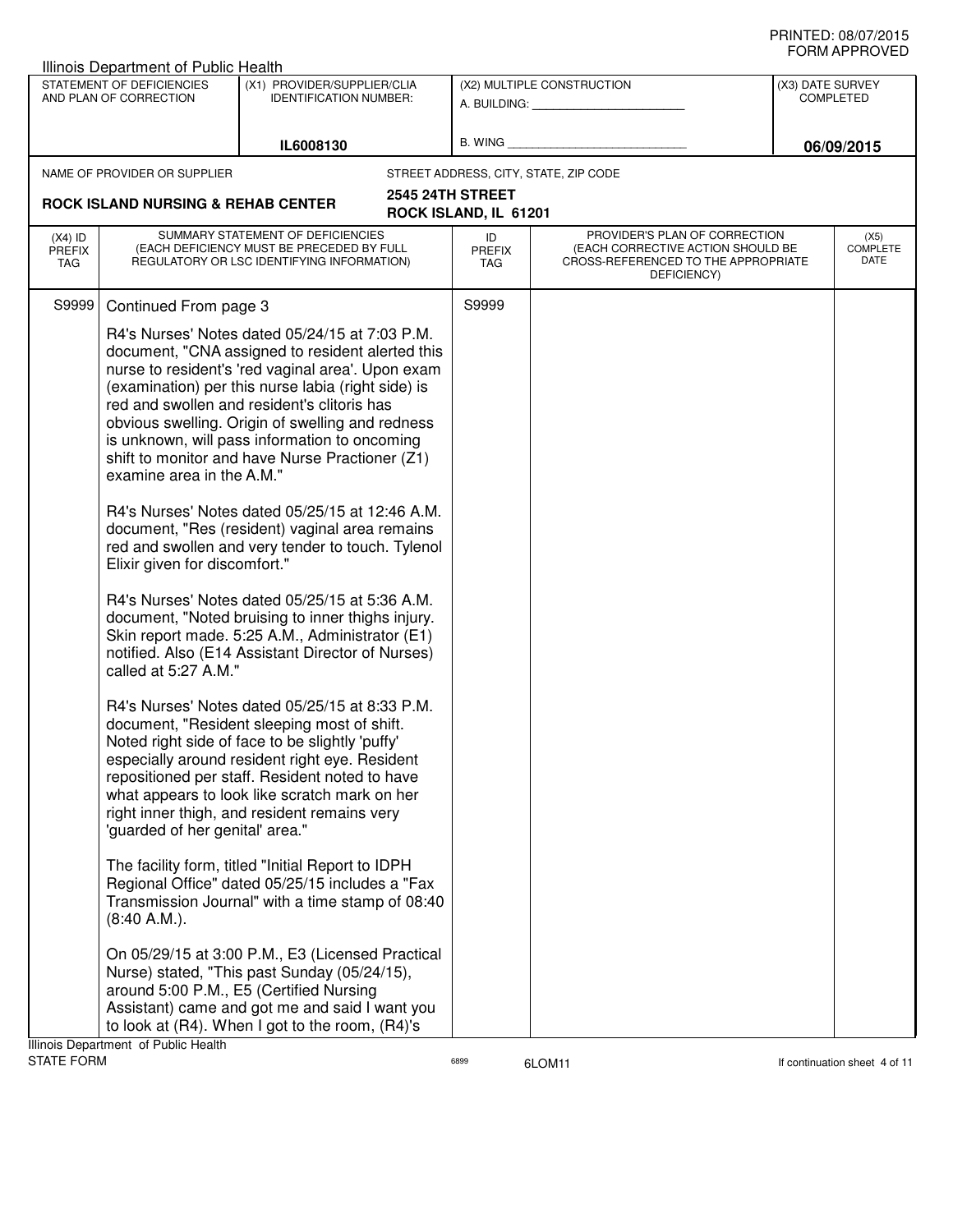Illinois Department of Public Health

| STATEMENT OF DEFICIENCIES AND PLAN OF CORRECTION | (X1) PROVIDER/SUPPLIER/CLIA IDENTIFICATION NUMBER: | (X2) MULTIPLE CONSTRUCTION | (X3) DATE SURVEY COMPLETED |
|---|---|---|---|
| | IL6008130 | A. BUILDING: ______ B. WING ______ | 06/09/2015 |

NAME OF PROVIDER OR SUPPLIER: **ROCK ISLAND NURSING & REHAB CENTER**

STREET ADDRESS, CITY, STATE, ZIP CODE: **2545 24TH STREET, ROCK ISLAND, IL 61201**

| (X4) ID PREFIX TAG | SUMMARY STATEMENT OF DEFICIENCIES (EACH DEFICIENCY MUST BE PRECEDED BY FULL REGULATORY OR LSC IDENTIFYING INFORMATION) | ID PREFIX TAG | PROVIDER'S PLAN OF CORRECTION (EACH CORRECTIVE ACTION SHOULD BE CROSS-REFERENCED TO THE APPROPRIATE DEFICIENCY) | (X5) COMPLETE DATE |
|---|---|---|---|---|
| S9999 | Continued From page 3 | S9999 | | |

R4's Nurses' Notes dated 05/24/15 at 7:03 P.M. document, "CNA assigned to resident alerted this nurse to resident's 'red vaginal area'. Upon exam (examination) per this nurse labia (right side) is red and swollen and resident's clitoris has obvious swelling. Origin of swelling and redness is unknown, will pass information to oncoming shift to monitor and have Nurse Practioner (Z1) examine area in the A.M."

R4's Nurses' Notes dated 05/25/15 at 12:46 A.M. document, "Res (resident) vaginal area remains red and swollen and very tender to touch. Tylenol Elixir given for discomfort."

R4's Nurses' Notes dated 05/25/15 at 5:36 A.M. document, "Noted bruising to inner thighs injury. Skin report made. 5:25 A.M., Administrator (E1) notified. Also (E14 Assistant Director of Nurses) called at 5:27 A.M."

R4's Nurses' Notes dated 05/25/15 at 8:33 P.M. document, "Resident sleeping most of shift. Noted right side of face to be slightly 'puffy' especially around resident right eye. Resident repositioned per staff. Resident noted to have what appears to look like scratch mark on her right inner thigh, and resident remains very 'guarded of her genital' area."

The facility form, titled "Initial Report to IDPH Regional Office" dated 05/25/15 includes a "Fax Transmission Journal" with a time stamp of 08:40 (8:40 A.M.).

On 05/29/15 at 3:00 P.M., E3 (Licensed Practical Nurse) stated, "This past Sunday (05/24/15), around 5:00 P.M., E5 (Certified Nursing Assistant) came and got me and said I want you to look at (R4). When I got to the room, (R4)'s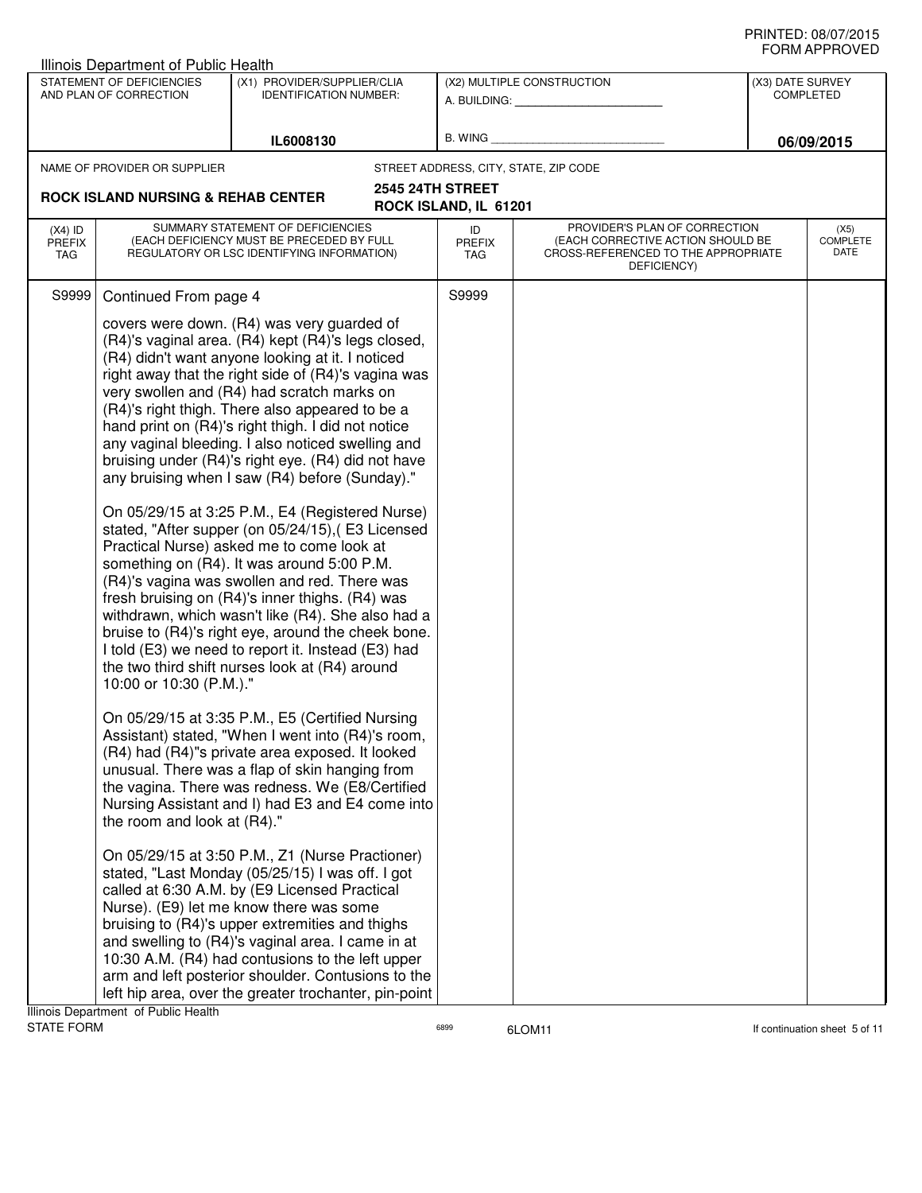Illinois Department of Public Health

| STATEMENT OF DEFICIENCIES AND PLAN OF CORRECTION | (X1) PROVIDER/SUPPLIER/CLIA IDENTIFICATION NUMBER: | (X2) MULTIPLE CONSTRUCTION | (X3) DATE SURVEY COMPLETED |
|---|---|---|---|
| | IL6008130 | A. BUILDING: ___ B. WING ___ | 06/09/2015 |

NAME OF PROVIDER OR SUPPLIER: **ROCK ISLAND NURSING & REHAB CENTER**

STREET ADDRESS, CITY, STATE, ZIP CODE: **2545 24TH STREET, ROCK ISLAND, IL 61201**

| (X4) ID PREFIX TAG | SUMMARY STATEMENT OF DEFICIENCIES (EACH DEFICIENCY MUST BE PRECEDED BY FULL REGULATORY OR LSC IDENTIFYING INFORMATION) | ID PREFIX TAG | PROVIDER'S PLAN OF CORRECTION (EACH CORRECTIVE ACTION SHOULD BE CROSS-REFERENCED TO THE APPROPRIATE DEFICIENCY) | (X5) COMPLETE DATE |
|---|---|---|---|---|
| S9999 | Continued From page 4 | S9999 | | |

covers were down. (R4) was very guarded of (R4)'s vaginal area. (R4) kept (R4)'s legs closed, (R4) didn't want anyone looking at it. I noticed right away that the right side of (R4)'s vagina was very swollen and (R4) had scratch marks on (R4)'s right thigh. There also appeared to be a hand print on (R4)'s right thigh. I did not notice any vaginal bleeding. I also noticed swelling and bruising under (R4)'s right eye. (R4) did not have any bruising when I saw (R4) before (Sunday)."

On 05/29/15 at 3:25 P.M., E4 (Registered Nurse) stated, "After supper (on 05/24/15),( E3 Licensed Practical Nurse) asked me to come look at something on (R4). It was around 5:00 P.M. (R4)'s vagina was swollen and red. There was fresh bruising on (R4)'s inner thighs. (R4) was withdrawn, which wasn't like (R4). She also had a bruise to (R4)'s right eye, around the cheek bone. I told (E3) we need to report it. Instead (E3) had the two third shift nurses look at (R4) around 10:00 or 10:30 (P.M.)."

On 05/29/15 at 3:35 P.M., E5 (Certified Nursing Assistant) stated, "When I went into (R4)'s room, (R4) had (R4)"s private area exposed. It looked unusual. There was a flap of skin hanging from the vagina. There was redness. We (E8/Certified Nursing Assistant and I) had E3 and E4 come into the room and look at (R4)."

On 05/29/15 at 3:50 P.M., Z1 (Nurse Practioner) stated, "Last Monday (05/25/15) I was off. I got called at 6:30 A.M. by (E9 Licensed Practical Nurse). (E9) let me know there was some bruising to (R4)'s upper extremities and thighs and swelling to (R4)'s vaginal area. I came in at 10:30 A.M. (R4) had contusions to the left upper arm and left posterior shoulder. Contusions to the left hip area, over the greater trochanter, pin-point

Illinois Department of Public Health
STATE FORM 6899 6LOM11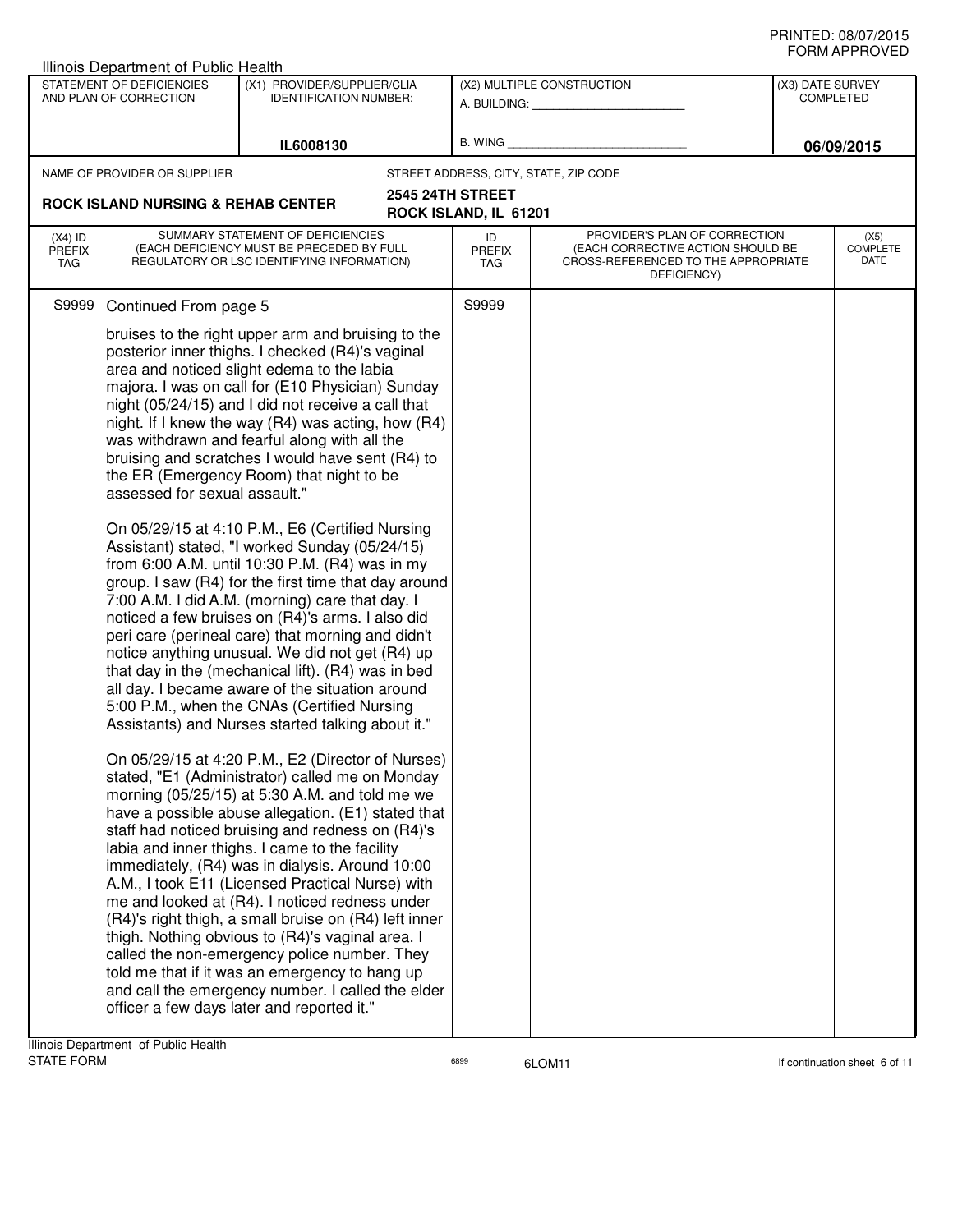Illinois Department of Public Health

| STATEMENT OF DEFICIENCIES AND PLAN OF CORRECTION | (X1) PROVIDER/SUPPLIER/CLIA IDENTIFICATION NUMBER: | (X2) MULTIPLE CONSTRUCTION | (X3) DATE SURVEY COMPLETED |
|---|---|---|---|
| | IL6008130 | A. BUILDING: ______ B. WING ______ | 06/09/2015 |

NAME OF PROVIDER OR SUPPLIER: **ROCK ISLAND NURSING & REHAB CENTER**

STREET ADDRESS, CITY, STATE, ZIP CODE: **2545 24TH STREET, ROCK ISLAND, IL 61201**

| (X4) ID PREFIX TAG | SUMMARY STATEMENT OF DEFICIENCIES (EACH DEFICIENCY MUST BE PRECEDED BY FULL REGULATORY OR LSC IDENTIFYING INFORMATION) | ID PREFIX TAG | PROVIDER'S PLAN OF CORRECTION (EACH CORRECTIVE ACTION SHOULD BE CROSS-REFERENCED TO THE APPROPRIATE DEFICIENCY) | (X5) COMPLETE DATE |
|---|---|---|---|---|
| S9999 | Continued From page 5 | S9999 | | |

bruises to the right upper arm and bruising to the posterior inner thighs. I checked (R4)'s vaginal area and noticed slight edema to the labia majora. I was on call for (E10 Physician) Sunday night (05/24/15) and I did not receive a call that night. If I knew the way (R4) was acting, how (R4) was withdrawn and fearful along with all the bruising and scratches I would have sent (R4) to the ER (Emergency Room) that night to be assessed for sexual assault."

On 05/29/15 at 4:10 P.M., E6 (Certified Nursing Assistant) stated, "I worked Sunday (05/24/15) from 6:00 A.M. until 10:30 P.M. (R4) was in my group. I saw (R4) for the first time that day around 7:00 A.M. I did A.M. (morning) care that day. I noticed a few bruises on (R4)'s arms. I also did peri care (perineal care) that morning and didn't notice anything unusual. We did not get (R4) up that day in the (mechanical lift). (R4) was in bed all day. I became aware of the situation around 5:00 P.M., when the CNAs (Certified Nursing Assistants) and Nurses started talking about it."

On 05/29/15 at 4:20 P.M., E2 (Director of Nurses) stated, "E1 (Administrator) called me on Monday morning (05/25/15) at 5:30 A.M. and told me we have a possible abuse allegation. (E1) stated that staff had noticed bruising and redness on (R4)'s labia and inner thighs. I came to the facility immediately, (R4) was in dialysis. Around 10:00 A.M., I took E11 (Licensed Practical Nurse) with me and looked at (R4). I noticed redness under (R4)'s right thigh, a small bruise on (R4) left inner thigh. Nothing obvious to (R4)'s vaginal area. I called the non-emergency police number. They told me that if it was an emergency to hang up and call the emergency number. I called the elder officer a few days later and reported it."

Illinois Department of Public Health
STATE FORM 6899 6LOM11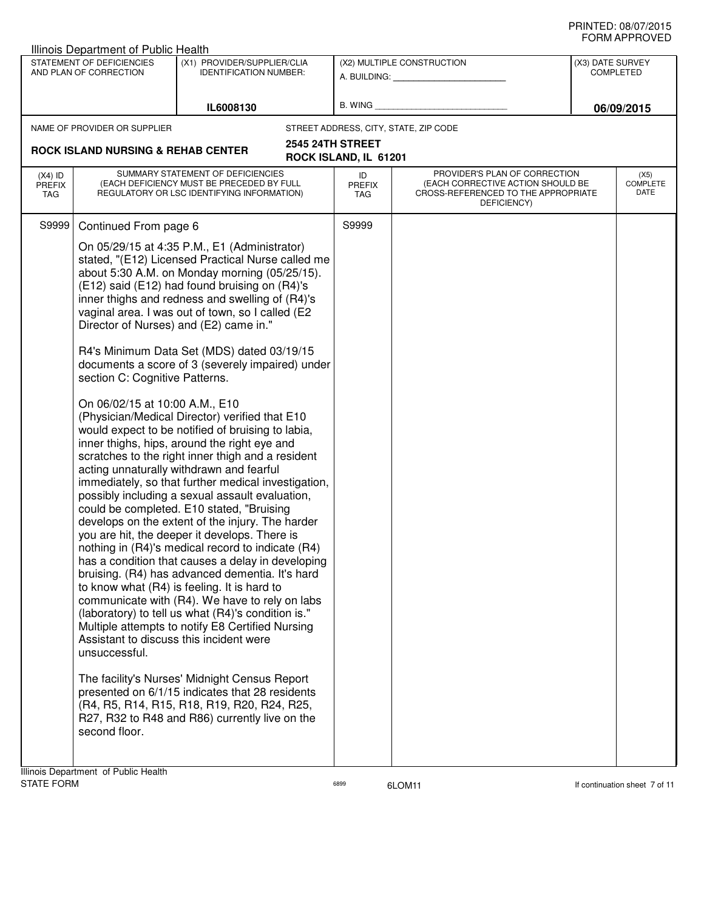PRINTED: 08/07/2015
FORM APPROVED

Illinois Department of Public Health

| STATEMENT OF DEFICIENCIES AND PLAN OF CORRECTION | (X1) PROVIDER/SUPPLIER/CLIA IDENTIFICATION NUMBER: | (X2) MULTIPLE CONSTRUCTION | (X3) DATE SURVEY COMPLETED |
|---|---|---|---|
| | IL6008130 | A. BUILDING: ______ B. WING ______ | 06/09/2015 |

NAME OF PROVIDER OR SUPPLIER: **ROCK ISLAND NURSING & REHAB CENTER**

STREET ADDRESS, CITY, STATE, ZIP CODE: **2545 24TH STREET, ROCK ISLAND, IL 61201**

| (X4) ID PREFIX TAG | SUMMARY STATEMENT OF DEFICIENCIES (EACH DEFICIENCY MUST BE PRECEDED BY FULL REGULATORY OR LSC IDENTIFYING INFORMATION) | ID PREFIX TAG | PROVIDER'S PLAN OF CORRECTION (EACH CORRECTIVE ACTION SHOULD BE CROSS-REFERENCED TO THE APPROPRIATE DEFICIENCY) | (X5) COMPLETE DATE |
|---|---|---|---|---|
| S9999 | Continued From page 6 | S9999 | | |

On 05/29/15 at 4:35 P.M., E1 (Administrator) stated, "(E12) Licensed Practical Nurse called me about 5:30 A.M. on Monday morning (05/25/15). (E12) said (E12) had found bruising on (R4)'s inner thighs and redness and swelling of (R4)'s vaginal area. I was out of town, so I called (E2 Director of Nurses) and (E2) came in."

R4's Minimum Data Set (MDS) dated 03/19/15 documents a score of 3 (severely impaired) under section C: Cognitive Patterns.

On 06/02/15 at 10:00 A.M., E10 (Physician/Medical Director) verified that E10 would expect to be notified of bruising to labia, inner thighs, hips, around the right eye and scratches to the right inner thigh and a resident acting unnaturally withdrawn and fearful immediately, so that further medical investigation, possibly including a sexual assault evaluation, could be completed. E10 stated, "Bruising develops on the extent of the injury. The harder you are hit, the deeper it develops. There is nothing in (R4)'s medical record to indicate (R4) has a condition that causes a delay in developing bruising. (R4) has advanced dementia. It's hard to know what (R4) is feeling. It is hard to communicate with (R4). We have to rely on labs (laboratory) to tell us what (R4)'s condition is." Multiple attempts to notify E8 Certified Nursing Assistant to discuss this incident were unsuccessful.

The facility's Nurses' Midnight Census Report presented on 6/1/15 indicates that 28 residents (R4, R5, R14, R15, R18, R19, R20, R24, R25, R27, R32 to R48 and R86) currently live on the second floor.

Illinois Department of Public Health
STATE FORM 6899 6LOM11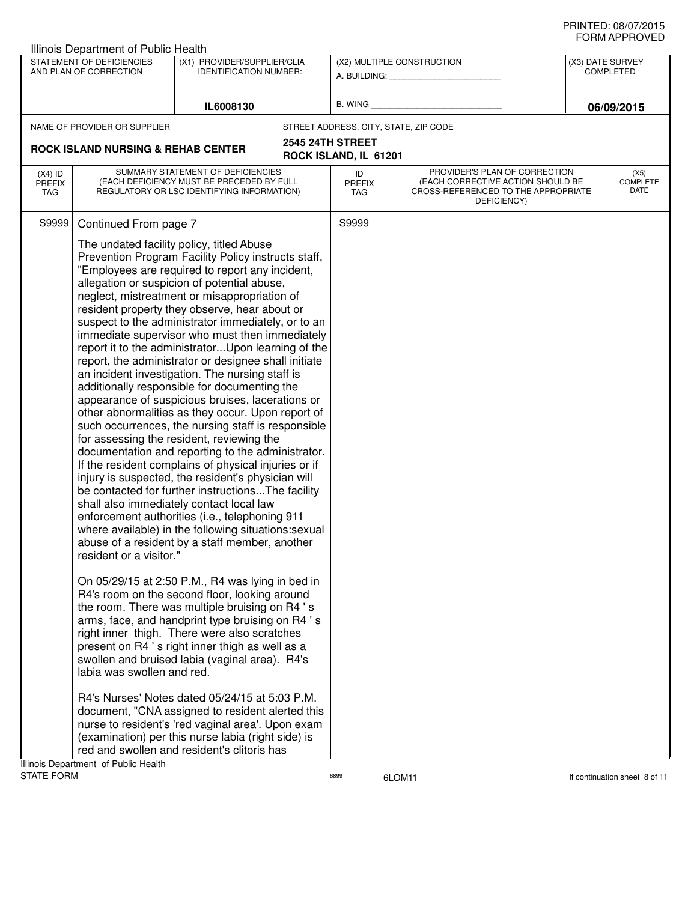Illinois Department of Public Health

| STATEMENT OF DEFICIENCIES AND PLAN OF CORRECTION | (X1) PROVIDER/SUPPLIER/CLIA IDENTIFICATION NUMBER: | (X2) MULTIPLE CONSTRUCTION | (X3) DATE SURVEY COMPLETED |
|---|---|---|---|
| | IL6008130 | A. BUILDING: ___ B. WING ___ | 06/09/2015 |

NAME OF PROVIDER OR SUPPLIER: **ROCK ISLAND NURSING & REHAB CENTER**

STREET ADDRESS, CITY, STATE, ZIP CODE: **2545 24TH STREET, ROCK ISLAND, IL 61201**

| (X4) ID PREFIX TAG | SUMMARY STATEMENT OF DEFICIENCIES (EACH DEFICIENCY MUST BE PRECEDED BY FULL REGULATORY OR LSC IDENTIFYING INFORMATION) | ID PREFIX TAG | PROVIDER'S PLAN OF CORRECTION (EACH CORRECTIVE ACTION SHOULD BE CROSS-REFERENCED TO THE APPROPRIATE DEFICIENCY) | (X5) COMPLETE DATE |
|---|---|---|---|---|
| S9999 | Continued From page 7 | S9999 | | |

The undated facility policy, titled Abuse Prevention Program Facility Policy instructs staff, "Employees are required to report any incident, allegation or suspicion of potential abuse, neglect, mistreatment or misappropriation of resident property they observe, hear about or suspect to the administrator immediately, or to an immediate supervisor who must then immediately report it to the administrator...Upon learning of the report, the administrator or designee shall initiate an incident investigation. The nursing staff is additionally responsible for documenting the appearance of suspicious bruises, lacerations or other abnormalities as they occur. Upon report of such occurrences, the nursing staff is responsible for assessing the resident, reviewing the documentation and reporting to the administrator. If the resident complains of physical injuries or if injury is suspected, the resident's physician will be contacted for further instructions...The facility shall also immediately contact local law enforcement authorities (i.e., telephoning 911 where available) in the following situations:sexual abuse of a resident by a staff member, another resident or a visitor."

On 05/29/15 at 2:50 P.M., R4 was lying in bed in R4's room on the second floor, looking around the room. There was multiple bruising on R4 ' s arms, face, and handprint type bruising on R4 ' s right inner thigh. There were also scratches present on R4 ' s right inner thigh as well as a swollen and bruised labia (vaginal area). R4's labia was swollen and red.

R4's Nurses' Notes dated 05/24/15 at 5:03 P.M. document, "CNA assigned to resident alerted this nurse to resident's 'red vaginal area'. Upon exam (examination) per this nurse labia (right side) is red and swollen and resident's clitoris has

Illinois Department of Public Health
STATE FORM 6899 6LOM11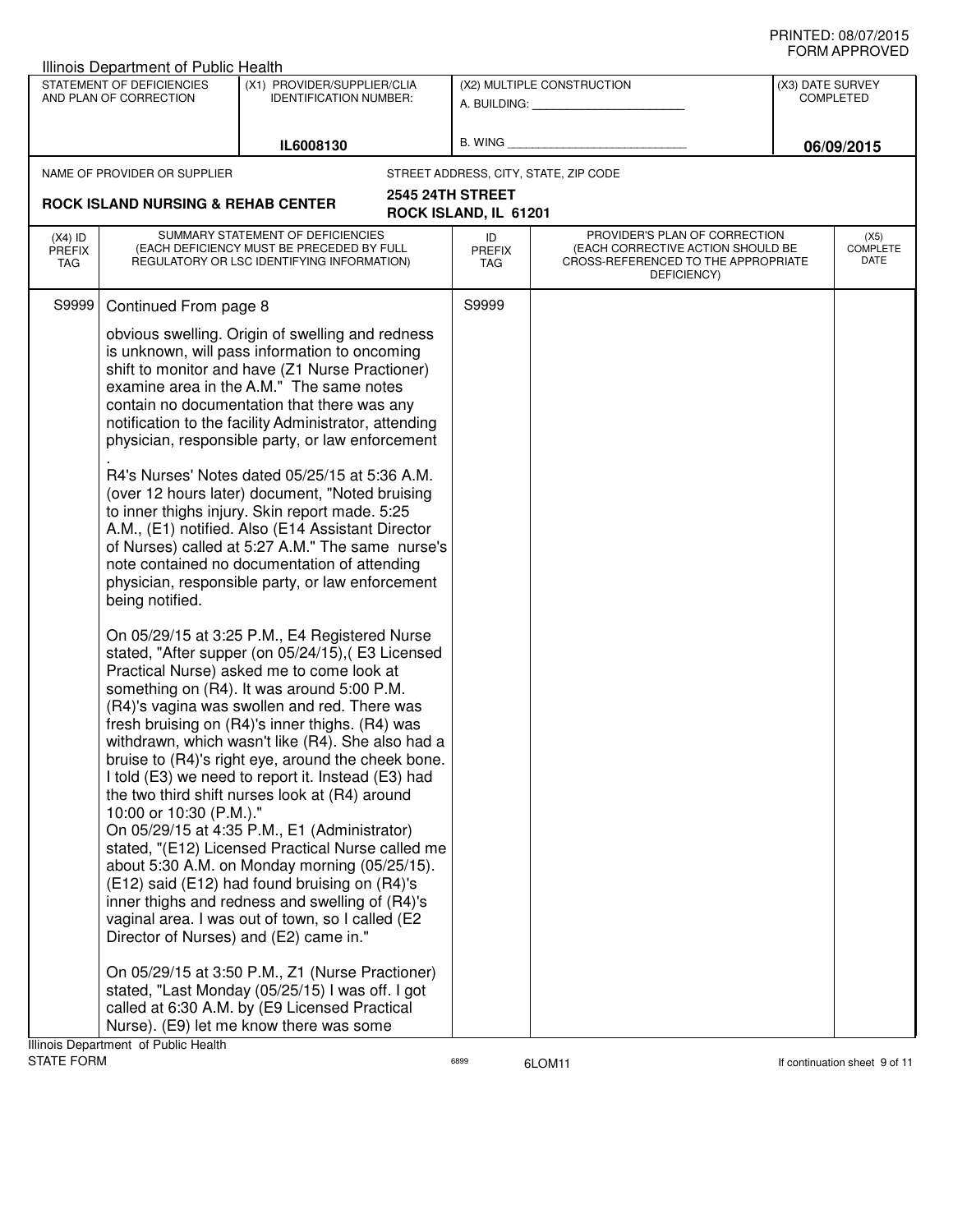Illinois Department of Public Health

| STATEMENT OF DEFICIENCIES AND PLAN OF CORRECTION | (X1) PROVIDER/SUPPLIER/CLIA IDENTIFICATION NUMBER: | (X2) MULTIPLE CONSTRUCTION | (X3) DATE SURVEY COMPLETED |
|---|---|---|---|
| | IL6008130 | A. BUILDING: ______ B. WING ______ | 06/09/2015 |

NAME OF PROVIDER OR SUPPLIER: **ROCK ISLAND NURSING & REHAB CENTER**

STREET ADDRESS, CITY, STATE, ZIP CODE: **2545 24TH STREET, ROCK ISLAND, IL 61201**

| (X4) ID PREFIX TAG | SUMMARY STATEMENT OF DEFICIENCIES (EACH DEFICIENCY MUST BE PRECEDED BY FULL REGULATORY OR LSC IDENTIFYING INFORMATION) | ID PREFIX TAG | PROVIDER'S PLAN OF CORRECTION (EACH CORRECTIVE ACTION SHOULD BE CROSS-REFERENCED TO THE APPROPRIATE DEFICIENCY) | (X5) COMPLETE DATE |
|---|---|---|---|---|
| S9999 | Continued From page 8 | S9999 | | |

obvious swelling. Origin of swelling and redness is unknown, will pass information to oncoming shift to monitor and have (Z1 Nurse Practioner) examine area in the A.M." The same notes contain no documentation that there was any notification to the facility Administrator, attending physician, responsible party, or law enforcement.

R4's Nurses' Notes dated 05/25/15 at 5:36 A.M. (over 12 hours later) document, "Noted bruising to inner thighs injury. Skin report made. 5:25 A.M., (E1) notified. Also (E14 Assistant Director of Nurses) called at 5:27 A.M." The same nurse's note contained no documentation of attending physician, responsible party, or law enforcement being notified.

On 05/29/15 at 3:25 P.M., E4 Registered Nurse stated, "After supper (on 05/24/15),( E3 Licensed Practical Nurse) asked me to come look at something on (R4). It was around 5:00 P.M. (R4)'s vagina was swollen and red. There was fresh bruising on (R4)'s inner thighs. (R4) was withdrawn, which wasn't like (R4). She also had a bruise to (R4)'s right eye, around the cheek bone. I told (E3) we need to report it. Instead (E3) had the two third shift nurses look at (R4) around 10:00 or 10:30 (P.M.)."
On 05/29/15 at 4:35 P.M., E1 (Administrator) stated, "(E12) Licensed Practical Nurse called me about 5:30 A.M. on Monday morning (05/25/15). (E12) said (E12) had found bruising on (R4)'s inner thighs and redness and swelling of (R4)'s vaginal area. I was out of town, so I called (E2 Director of Nurses) and (E2) came in."

On 05/29/15 at 3:50 P.M., Z1 (Nurse Practioner) stated, "Last Monday (05/25/15) I was off. I got called at 6:30 A.M. by (E9 Licensed Practical Nurse). (E9) let me know there was some

Illinois Department of Public Health
STATE FORM 6899 6LOM11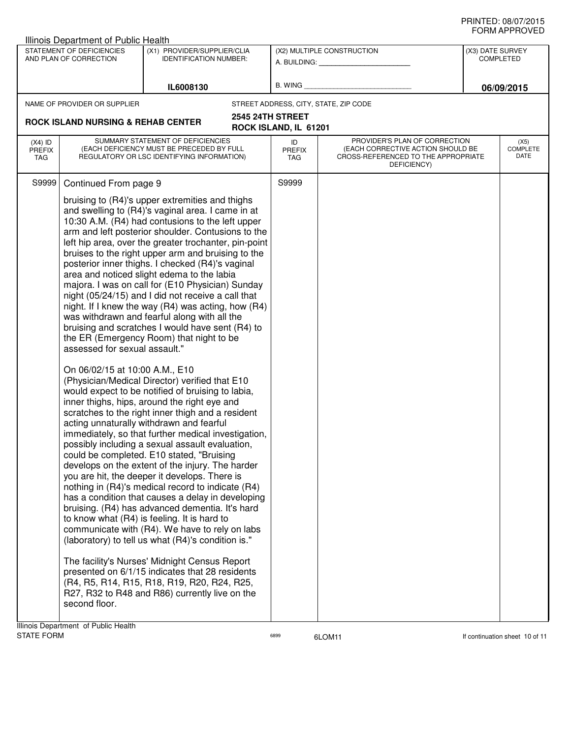Illinois Department of Public Health

| STATEMENT OF DEFICIENCIES AND PLAN OF CORRECTION | (X1) PROVIDER/SUPPLIER/CLIA IDENTIFICATION NUMBER: | (X2) MULTIPLE CONSTRUCTION | (X3) DATE SURVEY COMPLETED |
|---|---|---|---|
| | IL6008130 | A. BUILDING: ______ B. WING ______ | 06/09/2015 |

NAME OF PROVIDER OR SUPPLIER: **ROCK ISLAND NURSING & REHAB CENTER**

STREET ADDRESS, CITY, STATE, ZIP CODE: **2545 24TH STREET, ROCK ISLAND, IL 61201**

| (X4) ID PREFIX TAG | SUMMARY STATEMENT OF DEFICIENCIES (EACH DEFICIENCY MUST BE PRECEDED BY FULL REGULATORY OR LSC IDENTIFYING INFORMATION) | ID PREFIX TAG | PROVIDER'S PLAN OF CORRECTION (EACH CORRECTIVE ACTION SHOULD BE CROSS-REFERENCED TO THE APPROPRIATE DEFICIENCY) | (X5) COMPLETE DATE |
|---|---|---|---|---|
| S9999 | Continued From page 9 | S9999 | | |

bruising to (R4)'s upper extremities and thighs and swelling to (R4)'s vaginal area. I came in at 10:30 A.M. (R4) had contusions to the left upper arm and left posterior shoulder. Contusions to the left hip area, over the greater trochanter, pin-point bruises to the right upper arm and bruising to the posterior inner thighs. I checked (R4)'s vaginal area and noticed slight edema to the labia majora. I was on call for (E10 Physician) Sunday night (05/24/15) and I did not receive a call that night. If I knew the way (R4) was acting, how (R4) was withdrawn and fearful along with all the bruising and scratches I would have sent (R4) to the ER (Emergency Room) that night to be assessed for sexual assault."

On 06/02/15 at 10:00 A.M., E10 (Physician/Medical Director) verified that E10 would expect to be notified of bruising to labia, inner thighs, hips, around the right eye and scratches to the right inner thigh and a resident acting unnaturally withdrawn and fearful immediately, so that further medical investigation, possibly including a sexual assault evaluation, could be completed. E10 stated, "Bruising develops on the extent of the injury. The harder you are hit, the deeper it develops. There is nothing in (R4)'s medical record to indicate (R4) has a condition that causes a delay in developing bruising. (R4) has advanced dementia. It's hard to know what (R4) is feeling. It is hard to communicate with (R4). We have to rely on labs (laboratory) to tell us what (R4)'s condition is."

The facility's Nurses' Midnight Census Report presented on 6/1/15 indicates that 28 residents (R4, R5, R14, R15, R18, R19, R20, R24, R25, R27, R32 to R48 and R86) currently live on the second floor.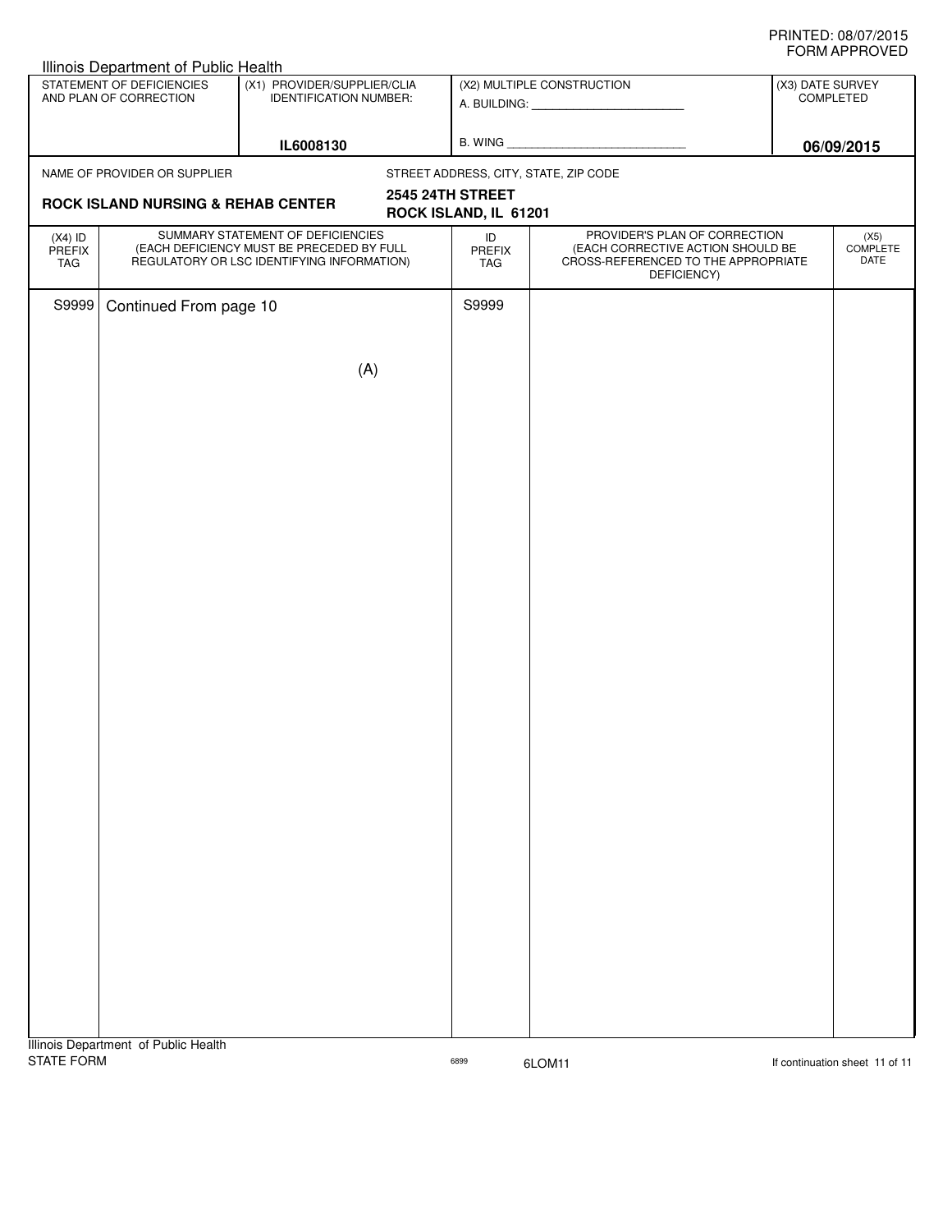Illinois Department of Public Health

| STATEMENT OF DEFICIENCIES AND PLAN OF CORRECTION | (X1) PROVIDER/SUPPLIER/CLIA IDENTIFICATION NUMBER: | (X2) MULTIPLE CONSTRUCTION | (X3) DATE SURVEY COMPLETED |
|---|---|---|---|
| | IL6008130 | A. BUILDING: ______ B. WING ______ | 06/09/2015 |

NAME OF PROVIDER OR SUPPLIER: **ROCK ISLAND NURSING & REHAB CENTER**

STREET ADDRESS, CITY, STATE, ZIP CODE: **2545 24TH STREET ROCK ISLAND, IL 61201**

| (X4) ID PREFIX TAG | SUMMARY STATEMENT OF DEFICIENCIES (EACH DEFICIENCY MUST BE PRECEDED BY FULL REGULATORY OR LSC IDENTIFYING INFORMATION) | ID PREFIX TAG | PROVIDER'S PLAN OF CORRECTION (EACH CORRECTIVE ACTION SHOULD BE CROSS-REFERENCED TO THE APPROPRIATE DEFICIENCY) | (X5) COMPLETE DATE |
|---|---|---|---|---|
| S9999 | Continued From page 10<br><br>(A) | S9999 | | |

Illinois Department of Public Health
STATE FORM 6899 6LOM11